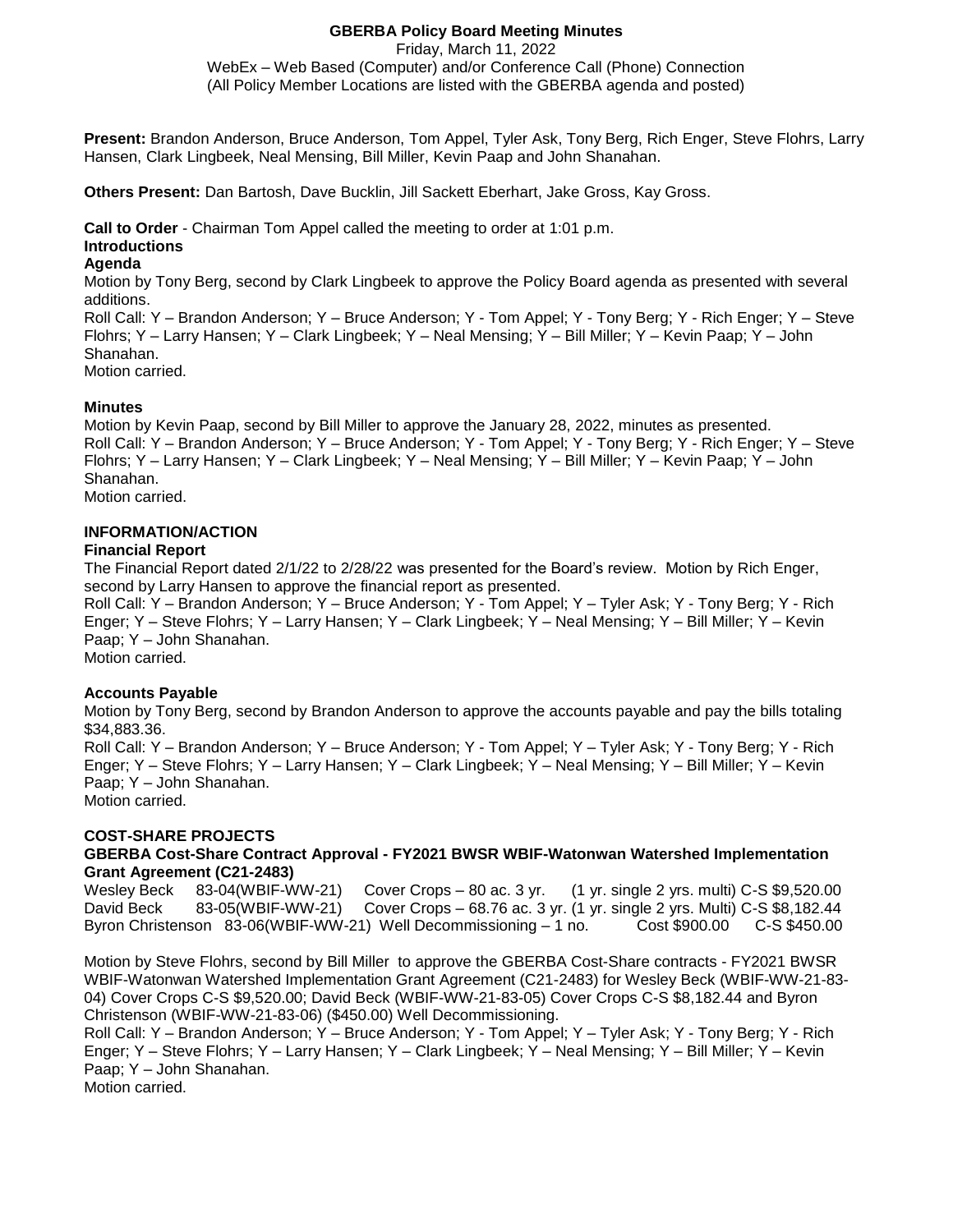# GBERBA Policy Board Meeting Minutes

Friday, March 11, 2022
WebEx – Web Based (Computer) and/or Conference Call (Phone) Connection
(All Policy Member Locations are listed with the GBERBA agenda and posted)

**Present:** Brandon Anderson, Bruce Anderson, Tom Appel, Tyler Ask, Tony Berg, Rich Enger, Steve Flohrs, Larry Hansen, Clark Lingbeek, Neal Mensing, Bill Miller, Kevin Paap and John Shanahan.

**Others Present:** Dan Bartosh, Dave Bucklin, Jill Sackett Eberhart, Jake Gross, Kay Gross.

**Call to Order** - Chairman Tom Appel called the meeting to order at 1:01 p.m.

**Introductions**

**Agenda**

Motion by Tony Berg, second by Clark Lingbeek to approve the Policy Board agenda as presented with several additions.
Roll Call: Y – Brandon Anderson; Y – Bruce Anderson; Y - Tom Appel; Y - Tony Berg; Y - Rich Enger; Y – Steve Flohrs; Y – Larry Hansen; Y – Clark Lingbeek; Y – Neal Mensing; Y – Bill Miller; Y – Kevin Paap; Y – John Shanahan.
Motion carried.

**Minutes**

Motion by Kevin Paap, second by Bill Miller to approve the January 28, 2022, minutes as presented.
Roll Call: Y – Brandon Anderson; Y – Bruce Anderson; Y - Tom Appel; Y - Tony Berg; Y - Rich Enger; Y – Steve Flohrs; Y – Larry Hansen; Y – Clark Lingbeek; Y – Neal Mensing; Y – Bill Miller; Y – Kevin Paap; Y – John Shanahan.
Motion carried.

## INFORMATION/ACTION

**Financial Report**

The Financial Report dated 2/1/22 to 2/28/22 was presented for the Board's review. Motion by Rich Enger, second by Larry Hansen to approve the financial report as presented.
Roll Call: Y – Brandon Anderson; Y – Bruce Anderson; Y - Tom Appel; Y – Tyler Ask; Y - Tony Berg; Y - Rich Enger; Y – Steve Flohrs; Y – Larry Hansen; Y – Clark Lingbeek; Y – Neal Mensing; Y – Bill Miller; Y – Kevin Paap; Y – John Shanahan.
Motion carried.

**Accounts Payable**

Motion by Tony Berg, second by Brandon Anderson to approve the accounts payable and pay the bills totaling $34,883.36.
Roll Call: Y – Brandon Anderson; Y – Bruce Anderson; Y - Tom Appel; Y – Tyler Ask; Y - Tony Berg; Y - Rich Enger; Y – Steve Flohrs; Y – Larry Hansen; Y – Clark Lingbeek; Y – Neal Mensing; Y – Bill Miller; Y – Kevin Paap; Y – John Shanahan.
Motion carried.

## COST-SHARE PROJECTS

**GBERBA Cost-Share Contract Approval - FY2021 BWSR WBIF-Watonwan Watershed Implementation Grant Agreement (C21-2483)**

| | | | | |
|---|---|---|---|---|
| Wesley Beck | 83-04(WBIF-WW-21) | Cover Crops – 80 ac. 3 yr. | (1 yr. single 2 yrs. multi) | C-S $9,520.00 |
| David Beck | 83-05(WBIF-WW-21) | Cover Crops – 68.76 ac. 3 yr. | (1 yr. single 2 yrs. Multi) | C-S $8,182.44 |
| Byron Christenson | 83-06(WBIF-WW-21) | Well Decommissioning – 1 no. | Cost $900.00 | C-S $450.00 |

Motion by Steve Flohrs, second by Bill Miller to approve the GBERBA Cost-Share contracts - FY2021 BWSR WBIF-Watonwan Watershed Implementation Grant Agreement (C21-2483) for Wesley Beck (WBIF-WW-21-83-04) Cover Crops C-S $9,520.00; David Beck (WBIF-WW-21-83-05) Cover Crops C-S $8,182.44 and Byron Christenson (WBIF-WW-21-83-06) ($450.00) Well Decommissioning.
Roll Call: Y – Brandon Anderson; Y – Bruce Anderson; Y - Tom Appel; Y – Tyler Ask; Y - Tony Berg; Y - Rich Enger; Y – Steve Flohrs; Y – Larry Hansen; Y – Clark Lingbeek; Y – Neal Mensing; Y – Bill Miller; Y – Kevin Paap; Y – John Shanahan.
Motion carried.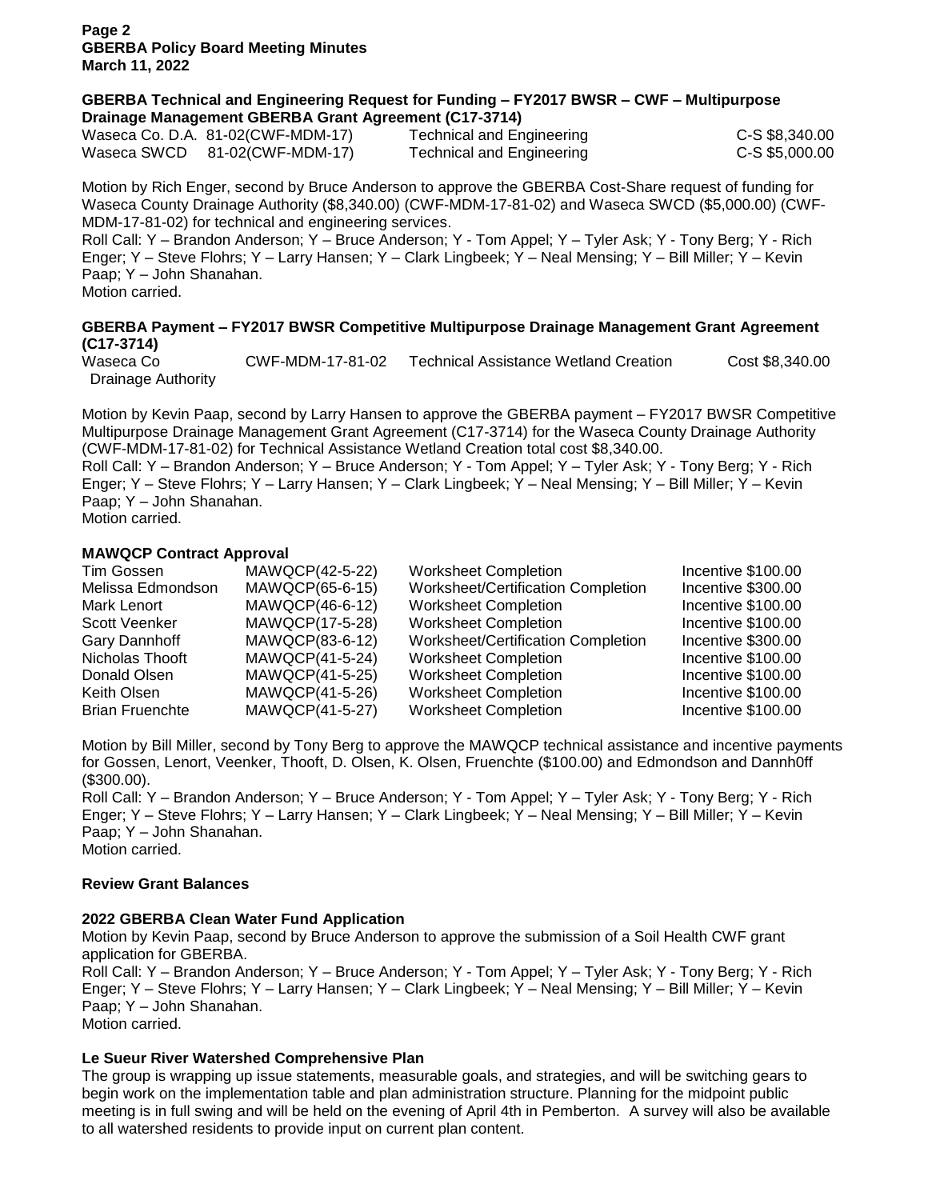### GBERBA Technical and Engineering Request for Funding – FY2017 BWSR – CWF – Multipurpose Drainage Management GBERBA Grant Agreement (C17-3714)

| | | | |
|---|---|---|---|
| Waseca Co. D.A. | 81-02(CWF-MDM-17) | Technical and Engineering | C-S $8,340.00 |
| Waseca SWCD | 81-02(CWF-MDM-17) | Technical and Engineering | C-S $5,000.00 |

Motion by Rich Enger, second by Bruce Anderson to approve the GBERBA Cost-Share request of funding for Waseca County Drainage Authority ($8,340.00) (CWF-MDM-17-81-02) and Waseca SWCD ($5,000.00) (CWF-MDM-17-81-02) for technical and engineering services.
Roll Call: Y – Brandon Anderson; Y – Bruce Anderson; Y - Tom Appel; Y – Tyler Ask; Y - Tony Berg; Y - Rich Enger; Y – Steve Flohrs; Y – Larry Hansen; Y – Clark Lingbeek; Y – Neal Mensing; Y – Bill Miller; Y – Kevin Paap; Y – John Shanahan.
Motion carried.

### GBERBA Payment – FY2017 BWSR Competitive Multipurpose Drainage Management Grant Agreement (C17-3714)

| | | | |
|---|---|---|---|
| Waseca Co Drainage Authority | CWF-MDM-17-81-02 | Technical Assistance Wetland Creation | Cost $8,340.00 |

Motion by Kevin Paap, second by Larry Hansen to approve the GBERBA payment – FY2017 BWSR Competitive Multipurpose Drainage Management Grant Agreement (C17-3714) for the Waseca County Drainage Authority (CWF-MDM-17-81-02) for Technical Assistance Wetland Creation total cost $8,340.00.
Roll Call: Y – Brandon Anderson; Y – Bruce Anderson; Y - Tom Appel; Y – Tyler Ask; Y - Tony Berg; Y - Rich Enger; Y – Steve Flohrs; Y – Larry Hansen; Y – Clark Lingbeek; Y – Neal Mensing; Y – Bill Miller; Y – Kevin Paap; Y – John Shanahan.
Motion carried.

### MAWQCP Contract Approval

| | | | |
|---|---|---|---|
| Tim Gossen | MAWQCP(42-5-22) | Worksheet Completion | Incentive $100.00 |
| Melissa Edmondson | MAWQCP(65-6-15) | Worksheet/Certification Completion | Incentive $300.00 |
| Mark Lenort | MAWQCP(46-6-12) | Worksheet Completion | Incentive $100.00 |
| Scott Veenker | MAWQCP(17-5-28) | Worksheet Completion | Incentive $100.00 |
| Gary Dannhoff | MAWQCP(83-6-12) | Worksheet/Certification Completion | Incentive $300.00 |
| Nicholas Thooft | MAWQCP(41-5-24) | Worksheet Completion | Incentive $100.00 |
| Donald Olsen | MAWQCP(41-5-25) | Worksheet Completion | Incentive $100.00 |
| Keith Olsen | MAWQCP(41-5-26) | Worksheet Completion | Incentive $100.00 |
| Brian Fruenchte | MAWQCP(41-5-27) | Worksheet Completion | Incentive $100.00 |

Motion by Bill Miller, second by Tony Berg to approve the MAWQCP technical assistance and incentive payments for Gossen, Lenort, Veenker, Thooft, D. Olsen, K. Olsen, Fruenchte ($100.00) and Edmondson and Dannh0ff ($300.00).
Roll Call: Y – Brandon Anderson; Y – Bruce Anderson; Y - Tom Appel; Y – Tyler Ask; Y - Tony Berg; Y - Rich Enger; Y – Steve Flohrs; Y – Larry Hansen; Y – Clark Lingbeek; Y – Neal Mensing; Y – Bill Miller; Y – Kevin Paap; Y – John Shanahan.
Motion carried.

### Review Grant Balances

### 2022 GBERBA Clean Water Fund Application

Motion by Kevin Paap, second by Bruce Anderson to approve the submission of a Soil Health CWF grant application for GBERBA.
Roll Call: Y – Brandon Anderson; Y – Bruce Anderson; Y - Tom Appel; Y – Tyler Ask; Y - Tony Berg; Y - Rich Enger; Y – Steve Flohrs; Y – Larry Hansen; Y – Clark Lingbeek; Y – Neal Mensing; Y – Bill Miller; Y – Kevin Paap; Y – John Shanahan.
Motion carried.

### Le Sueur River Watershed Comprehensive Plan

The group is wrapping up issue statements, measurable goals, and strategies, and will be switching gears to begin work on the implementation table and plan administration structure. Planning for the midpoint public meeting is in full swing and will be held on the evening of April 4th in Pemberton. A survey will also be available to all watershed residents to provide input on current plan content.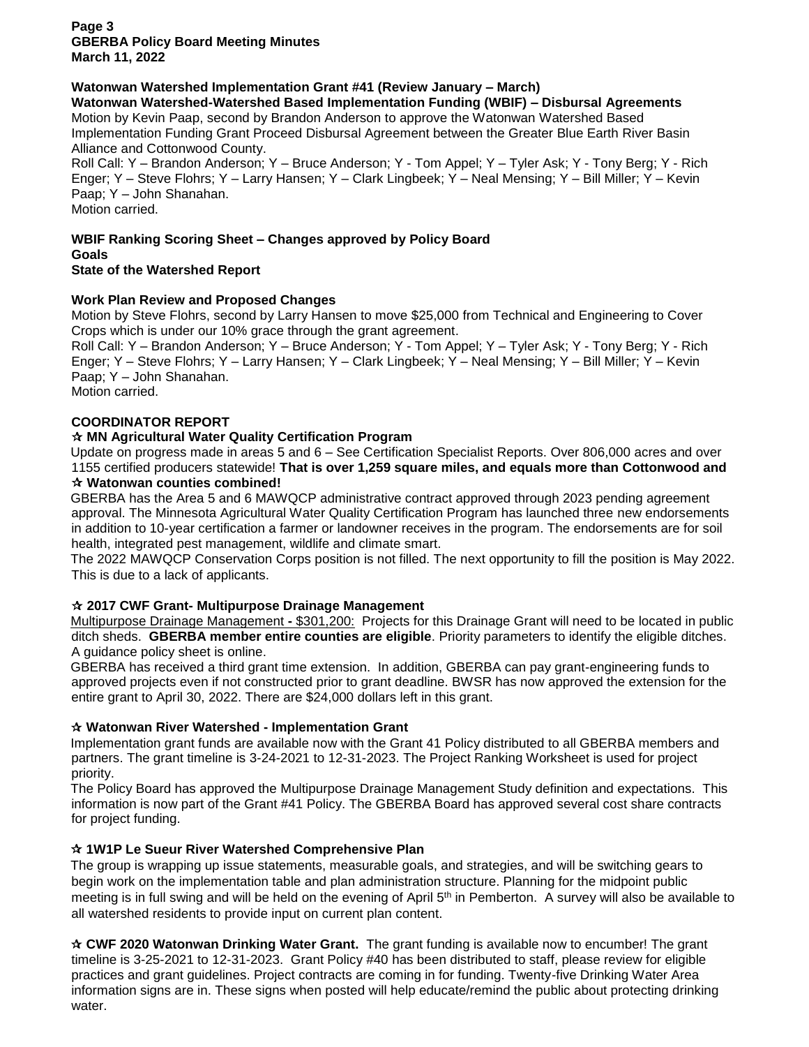**Watonwan Watershed Implementation Grant #41 (Review January – March)**

**Watonwan Watershed-Watershed Based Implementation Funding (WBIF) – Disbursal Agreements**

Motion by Kevin Paap, second by Brandon Anderson to approve the Watonwan Watershed Based Implementation Funding Grant Proceed Disbursal Agreement between the Greater Blue Earth River Basin Alliance and Cottonwood County.

Roll Call: Y – Brandon Anderson; Y – Bruce Anderson; Y - Tom Appel; Y – Tyler Ask; Y - Tony Berg; Y - Rich Enger; Y – Steve Flohrs; Y – Larry Hansen; Y – Clark Lingbeek; Y – Neal Mensing; Y – Bill Miller; Y – Kevin Paap; Y – John Shanahan.

Motion carried.

**WBIF Ranking Scoring Sheet – Changes approved by Policy Board**

**Goals**

**State of the Watershed Report**

**Work Plan Review and Proposed Changes**

Motion by Steve Flohrs, second by Larry Hansen to move $25,000 from Technical and Engineering to Cover Crops which is under our 10% grace through the grant agreement.

Roll Call: Y – Brandon Anderson; Y – Bruce Anderson; Y - Tom Appel; Y – Tyler Ask; Y - Tony Berg; Y - Rich Enger; Y – Steve Flohrs; Y – Larry Hansen; Y – Clark Lingbeek; Y – Neal Mensing; Y – Bill Miller; Y – Kevin Paap; Y – John Shanahan.

Motion carried.

## COORDINATOR REPORT

**☆ MN Agricultural Water Quality Certification Program**

Update on progress made in areas 5 and 6 – See Certification Specialist Reports. Over 806,000 acres and over 1155 certified producers statewide! **That is over 1,259 square miles, and equals more than Cottonwood and ☆ Watonwan counties combined!**

GBERBA has the Area 5 and 6 MAWQCP administrative contract approved through 2023 pending agreement approval. The Minnesota Agricultural Water Quality Certification Program has launched three new endorsements in addition to 10-year certification a farmer or landowner receives in the program. The endorsements are for soil health, integrated pest management, wildlife and climate smart.

The 2022 MAWQCP Conservation Corps position is not filled. The next opportunity to fill the position is May 2022. This is due to a lack of applicants.

**☆ 2017 CWF Grant- Multipurpose Drainage Management**

Multipurpose Drainage Management - $301,200: Projects for this Drainage Grant will need to be located in public ditch sheds. **GBERBA member entire counties are eligible**. Priority parameters to identify the eligible ditches. A guidance policy sheet is online.

GBERBA has received a third grant time extension. In addition, GBERBA can pay grant-engineering funds to approved projects even if not constructed prior to grant deadline. BWSR has now approved the extension for the entire grant to April 30, 2022. There are $24,000 dollars left in this grant.

**☆ Watonwan River Watershed - Implementation Grant**

Implementation grant funds are available now with the Grant 41 Policy distributed to all GBERBA members and partners. The grant timeline is 3-24-2021 to 12-31-2023. The Project Ranking Worksheet is used for project priority.

The Policy Board has approved the Multipurpose Drainage Management Study definition and expectations. This information is now part of the Grant #41 Policy. The GBERBA Board has approved several cost share contracts for project funding.

**☆ 1W1P Le Sueur River Watershed Comprehensive Plan**

The group is wrapping up issue statements, measurable goals, and strategies, and will be switching gears to begin work on the implementation table and plan administration structure. Planning for the midpoint public meeting is in full swing and will be held on the evening of April 5th in Pemberton. A survey will also be available to all watershed residents to provide input on current plan content.

**☆ CWF 2020 Watonwan Drinking Water Grant.** The grant funding is available now to encumber! The grant timeline is 3-25-2021 to 12-31-2023. Grant Policy #40 has been distributed to staff, please review for eligible practices and grant guidelines. Project contracts are coming in for funding. Twenty-five Drinking Water Area information signs are in. These signs when posted will help educate/remind the public about protecting drinking water.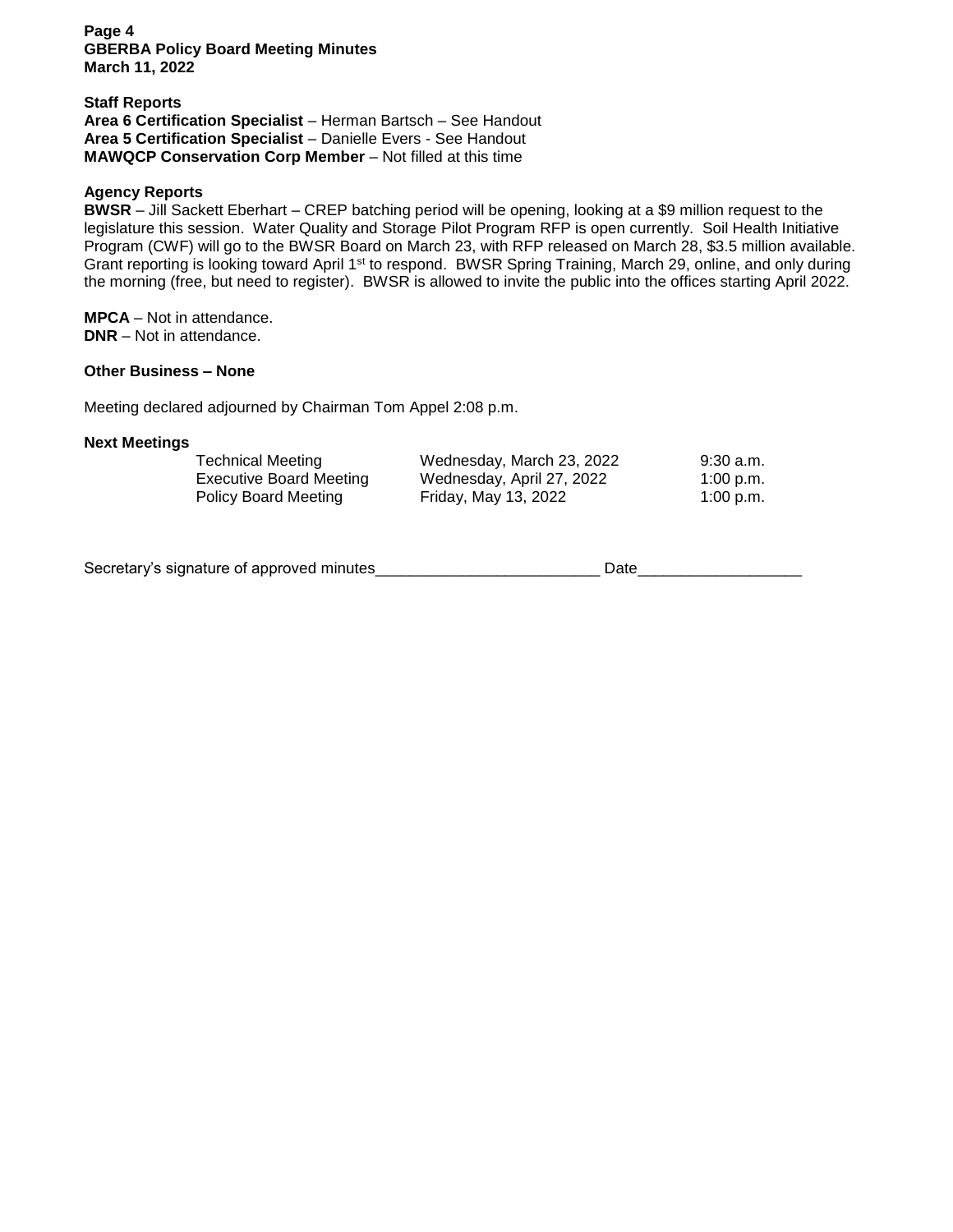**Staff Reports**

**Area 6 Certification Specialist** – Herman Bartsch – See Handout

**Area 5 Certification Specialist** – Danielle Evers - See Handout

**MAWQCP Conservation Corp Member** – Not filled at this time

**Agency Reports**

**BWSR** – Jill Sackett Eberhart – CREP batching period will be opening, looking at a $9 million request to the legislature this session. Water Quality and Storage Pilot Program RFP is open currently. Soil Health Initiative Program (CWF) will go to the BWSR Board on March 23, with RFP released on March 28, $3.5 million available. Grant reporting is looking toward April 1st to respond. BWSR Spring Training, March 29, online, and only during the morning (free, but need to register). BWSR is allowed to invite the public into the offices starting April 2022.

**MPCA** – Not in attendance.

**DNR** – Not in attendance.

**Other Business – None**

Meeting declared adjourned by Chairman Tom Appel 2:08 p.m.

**Next Meetings**

| | | |
|---|---|---|
| Technical Meeting | Wednesday, March 23, 2022 | 9:30 a.m. |
| Executive Board Meeting | Wednesday, April 27, 2022 | 1:00 p.m. |
| Policy Board Meeting | Friday, May 13, 2022 | 1:00 p.m. |

Secretary's signature of approved minutes_________________________ Date__________________